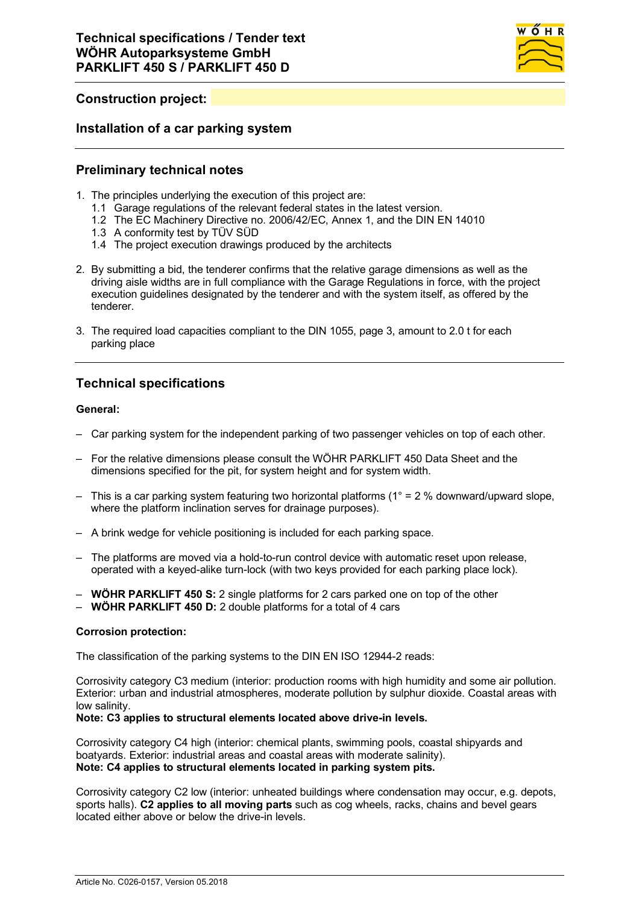# Technical specifications / Tender text
# WÖHR Autoparksysteme GmbH
# PARKLIFT 450 S / PARKLIFT 450 D

## Construction project:

## Installation of a car parking system

## Preliminary technical notes

1. The principles underlying the execution of this project are:
   1.1 Garage regulations of the relevant federal states in the latest version.
   1.2 The EC Machinery Directive no. 2006/42/EC, Annex 1, and the DIN EN 14010
   1.3 A conformity test by TÜV SÜD
   1.4 The project execution drawings produced by the architects

2. By submitting a bid, the tenderer confirms that the relative garage dimensions as well as the driving aisle widths are in full compliance with the Garage Regulations in force, with the project execution guidelines designated by the tenderer and with the system itself, as offered by the tenderer.

3. The required load capacities compliant to the DIN 1055, page 3, amount to 2.0 t for each parking place

## Technical specifications

**General:**

- Car parking system for the independent parking of two passenger vehicles on top of each other.
- For the relative dimensions please consult the WÖHR PARKLIFT 450 Data Sheet and the dimensions specified for the pit, for system height and for system width.
- This is a car parking system featuring two horizontal platforms (1° = 2 % downward/upward slope, where the platform inclination serves for drainage purposes).
- A brink wedge for vehicle positioning is included for each parking space.
- The platforms are moved via a hold-to-run control device with automatic reset upon release, operated with a keyed-alike turn-lock (with two keys provided for each parking place lock).
- **WÖHR PARKLIFT 450 S:** 2 single platforms for 2 cars parked one on top of the other
- **WÖHR PARKLIFT 450 D:** 2 double platforms for a total of 4 cars

**Corrosion protection:**

The classification of the parking systems to the DIN EN ISO 12944-2 reads:

Corrosivity category C3 medium (interior: production rooms with high humidity and some air pollution. Exterior: urban and industrial atmospheres, moderate pollution by sulphur dioxide. Coastal areas with low salinity.
**Note: C3 applies to structural elements located above drive-in levels.**

Corrosivity category C4 high (interior: chemical plants, swimming pools, coastal shipyards and boatyards. Exterior: industrial areas and coastal areas with moderate salinity).
**Note: C4 applies to structural elements located in parking system pits.**

Corrosivity category C2 low (interior: unheated buildings where condensation may occur, e.g. depots, sports halls). **C2 applies to all moving parts** such as cog wheels, racks, chains and bevel gears located either above or below the drive-in levels.

Article No. C026-0157, Version 05.2018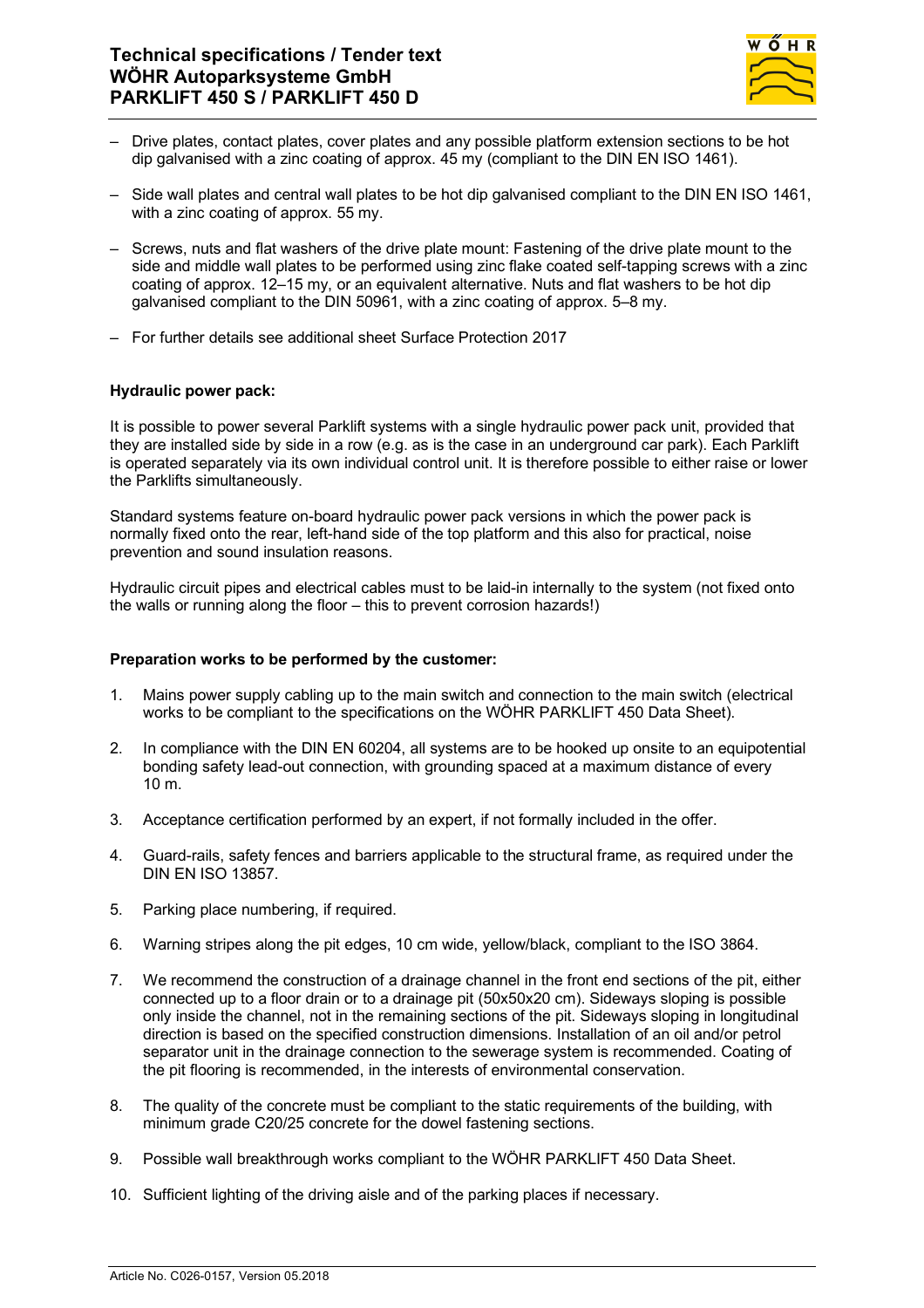- Drive plates, contact plates, cover plates and any possible platform extension sections to be hot dip galvanised with a zinc coating of approx. 45 my (compliant to the DIN EN ISO 1461).
- Side wall plates and central wall plates to be hot dip galvanised compliant to the DIN EN ISO 1461, with a zinc coating of approx. 55 my.
- Screws, nuts and flat washers of the drive plate mount: Fastening of the drive plate mount to the side and middle wall plates to be performed using zinc flake coated self-tapping screws with a zinc coating of approx. 12–15 my, or an equivalent alternative. Nuts and flat washers to be hot dip galvanised compliant to the DIN 50961, with a zinc coating of approx. 5–8 my.
- For further details see additional sheet Surface Protection 2017

**Hydraulic power pack:**

It is possible to power several Parklift systems with a single hydraulic power pack unit, provided that they are installed side by side in a row (e.g. as is the case in an underground car park). Each Parklift is operated separately via its own individual control unit. It is therefore possible to either raise or lower the Parklifts simultaneously.

Standard systems feature on-board hydraulic power pack versions in which the power pack is normally fixed onto the rear, left-hand side of the top platform and this also for practical, noise prevention and sound insulation reasons.

Hydraulic circuit pipes and electrical cables must to be laid-in internally to the system (not fixed onto the walls or running along the floor – this to prevent corrosion hazards!)

**Preparation works to be performed by the customer:**

1. Mains power supply cabling up to the main switch and connection to the main switch (electrical works to be compliant to the specifications on the WÖHR PARKLIFT 450 Data Sheet).
2. In compliance with the DIN EN 60204, all systems are to be hooked up onsite to an equipotential bonding safety lead-out connection, with grounding spaced at a maximum distance of every 10 m.
3. Acceptance certification performed by an expert, if not formally included in the offer.
4. Guard-rails, safety fences and barriers applicable to the structural frame, as required under the DIN EN ISO 13857.
5. Parking place numbering, if required.
6. Warning stripes along the pit edges, 10 cm wide, yellow/black, compliant to the ISO 3864.
7. We recommend the construction of a drainage channel in the front end sections of the pit, either connected up to a floor drain or to a drainage pit (50x50x20 cm). Sideways sloping is possible only inside the channel, not in the remaining sections of the pit. Sideways sloping in longitudinal direction is based on the specified construction dimensions. Installation of an oil and/or petrol separator unit in the drainage connection to the sewerage system is recommended. Coating of the pit flooring is recommended, in the interests of environmental conservation.
8. The quality of the concrete must be compliant to the static requirements of the building, with minimum grade C20/25 concrete for the dowel fastening sections.
9. Possible wall breakthrough works compliant to the WÖHR PARKLIFT 450 Data Sheet.
10. Sufficient lighting of the driving aisle and of the parking places if necessary.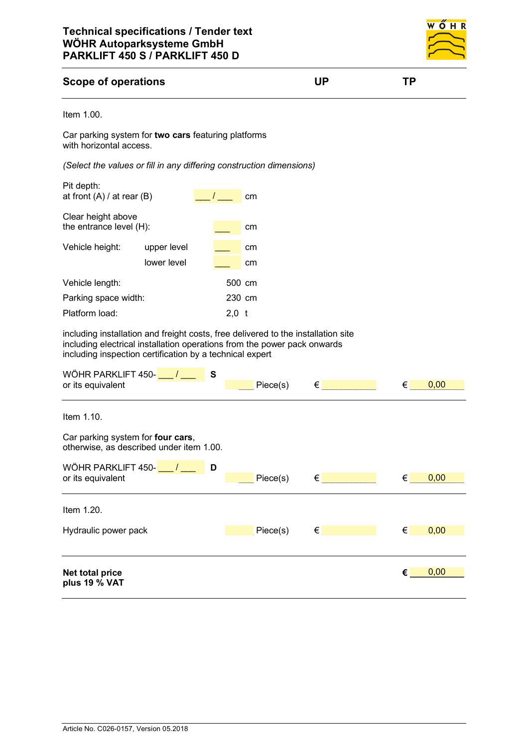# Technical specifications / Tender text
## WÖHR Autoparksysteme GmbH
## PARKLIFT 450 S / PARKLIFT 450 D

| Scope of operations | | | UP | TP |
|---|---|---|---|---|

Item 1.00.

Car parking system for **two cars** featuring platforms with horizontal access.

*(Select the values or fill in any differing construction dimensions)*

Pit depth:
at front (A) / at rear (B) ___ / ___ cm

Clear height above the entrance level (H): ___ cm

Vehicle height: upper level ___ cm
lower level ___ cm

Vehicle length: 500 cm

Parking space width: 230 cm

Platform load: 2,0 t

including installation and freight costs, free delivered to the installation site
including electrical installation operations from the power pack onwards
including inspection certification by a technical expert

| | | UP | TP |
|---|---|---|---|
| WÖHR PARKLIFT 450- ___ / ___ **S** or its equivalent | ___ Piece(s) | € ___________ | € 0,00 |

Item 1.10.

Car parking system for **four cars**, otherwise, as described under item 1.00.

| | | UP | TP |
|---|---|---|---|
| WÖHR PARKLIFT 450- ___ / ___ **D** or its equivalent | ___ Piece(s) | € ___________ | € 0,00 |

Item 1.20.

| | | UP | TP |
|---|---|---|---|
| Hydraulic power pack | Piece(s) | € | € 0,00 |

**Net total price**
**plus 19 % VAT** **€ 0,00**

Article No. C026-0157, Version 05.2018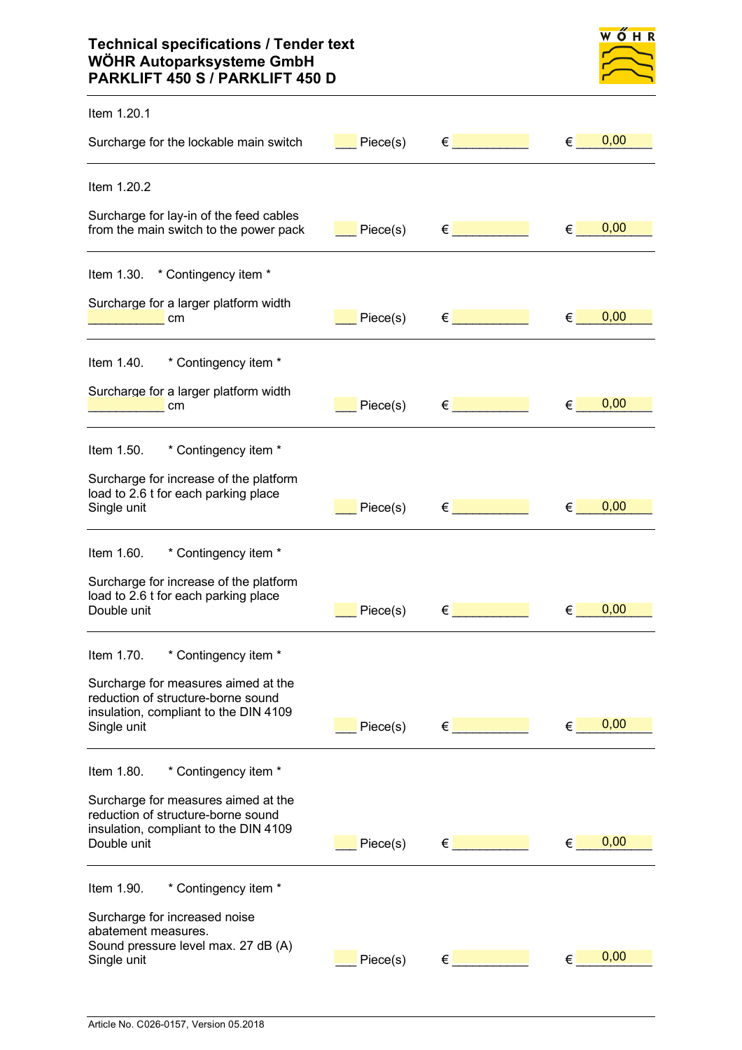Item 1.20.1

Surcharge for the lockable main switch ___ Piece(s) € ___________ € 0,00

---

Item 1.20.2

Surcharge for lay-in of the feed cables from the main switch to the power pack ___ Piece(s) € ___________ € 0,00

---

Item 1.30. * Contingency item *

Surcharge for a larger platform width ___________ cm ___ Piece(s) € ___________ € 0,00

---

Item 1.40. * Contingency item *

Surcharge for a larger platform width ___________ cm ___ Piece(s) € ___________ € 0,00

---

Item 1.50. * Contingency item *

Surcharge for increase of the platform load to 2.6 t for each parking place
Single unit ___ Piece(s) € ___________ € 0,00

---

Item 1.60. * Contingency item *

Surcharge for increase of the platform load to 2.6 t for each parking place
Double unit ___ Piece(s) € ___________ € 0,00

---

Item 1.70. * Contingency item *

Surcharge for measures aimed at the reduction of structure-borne sound insulation, compliant to the DIN 4109
Single unit ___ Piece(s) € ___________ € 0,00

---

Item 1.80. * Contingency item *

Surcharge for measures aimed at the reduction of structure-borne sound insulation, compliant to the DIN 4109
Double unit ___ Piece(s) € ___________ € 0,00

---

Item 1.90. * Contingency item *

Surcharge for increased noise abatement measures.
Sound pressure level max. 27 dB (A)
Single unit ___ Piece(s) € ___________ € 0,00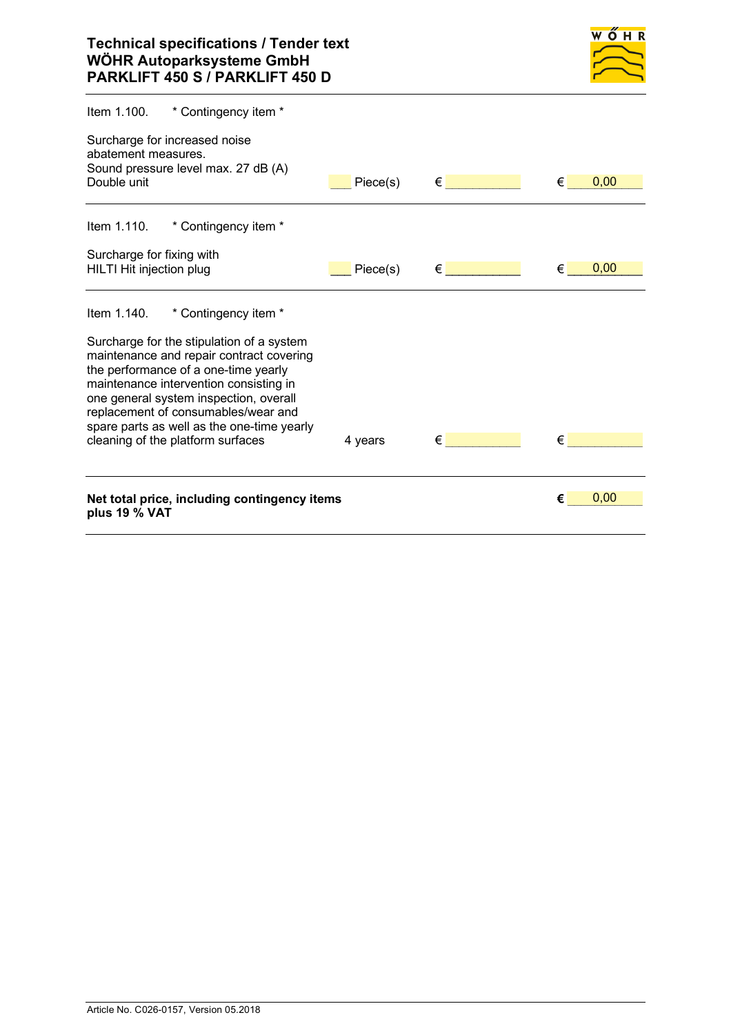Item 1.100. * Contingency item *

| | | | |
|---|---|---|---|
| Surcharge for increased noise abatement measures. Sound pressure level max. 27 dB (A) Double unit | ___ Piece(s) | € ___________ | € 0,00 |

Item 1.110. * Contingency item *

| | | | |
|---|---|---|---|
| Surcharge for fixing with HILTI Hit injection plug | ___ Piece(s) | € ___________ | € 0,00 |

Item 1.140. * Contingency item *

| | | | |
|---|---|---|---|
| Surcharge for the stipulation of a system maintenance and repair contract covering the performance of a one-time yearly maintenance intervention consisting in one general system inspection, overall replacement of consumables/wear and spare parts as well as the one-time yearly cleaning of the platform surfaces | 4 years | € ___________ | € ___________ |

**Net total price, including contingency items plus 19 % VAT** **€** 0,00

Article No. C026-0157, Version 05.2018